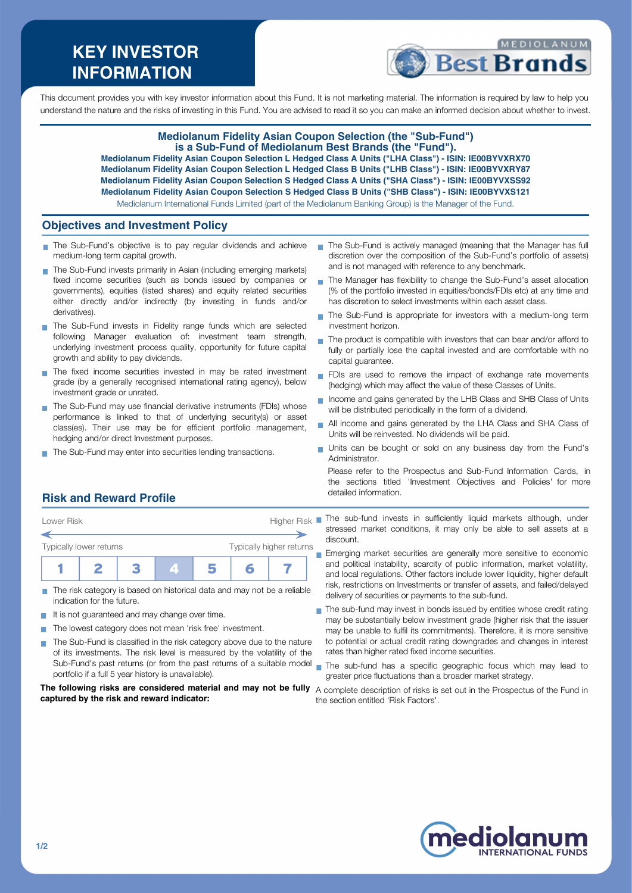# KEY INVESTOR INFORMATION

This document provides you with key investor information about this Fund. It is not marketing material. The information is required by law to help you understand the nature and the risks of investing in this Fund. You are advised to read it so you can make an informed decision about whether to invest.

**Mediolanum Fidelity Asian Coupon Selection (the "Sub-Fund") is a Sub-Fund of Mediolanum Best Brands (the "Fund").**

**Mediolanum Fidelity Asian Coupon Selection L Hedged Class A Units ("LHA Class") - ISIN: IE00BYVXRX70**
**Mediolanum Fidelity Asian Coupon Selection L Hedged Class B Units ("LHB Class") - ISIN: IE00BYVXRY87**
**Mediolanum Fidelity Asian Coupon Selection S Hedged Class A Units ("SHA Class") - ISIN: IE00BYVXSS92**
**Mediolanum Fidelity Asian Coupon Selection S Hedged Class B Units ("SHB Class") - ISIN: IE00BYVXS121**

Mediolanum International Funds Limited (part of the Mediolanum Banking Group) is the Manager of the Fund.

## Objectives and Investment Policy

- The Sub-Fund's objective is to pay regular dividends and achieve medium-long term capital growth.
- The Sub-Fund invests primarily in Asian (including emerging markets) fixed income securities (such as bonds issued by companies or governments), equities (listed shares) and equity related securities either directly and/or indirectly (by investing in funds and/or derivatives).
- The Sub-Fund invests in Fidelity range funds which are selected following Manager evaluation of: investment team strength, underlying investment process quality, opportunity for future capital growth and ability to pay dividends.
- The fixed income securities invested in may be rated investment grade (by a generally recognised international rating agency), below investment grade or unrated.
- The Sub-Fund may use financial derivative instruments (FDIs) whose performance is linked to that of underlying security(s) or asset class(es). Their use may be for efficient portfolio management, hedging and/or direct Investment purposes.
- The Sub-Fund may enter into securities lending transactions.
- The Sub-Fund is actively managed (meaning that the Manager has full discretion over the composition of the Sub-Fund's portfolio of assets) and is not managed with reference to any benchmark.
- The Manager has flexibility to change the Sub-Fund's asset allocation (% of the portfolio invested in equities/bonds/FDIs etc) at any time and has discretion to select investments within each asset class.
- The Sub-Fund is appropriate for investors with a medium-long term investment horizon.
- The product is compatible with investors that can bear and/or afford to fully or partially lose the capital invested and are comfortable with no capital guarantee.
- FDIs are used to remove the impact of exchange rate movements (hedging) which may affect the value of these Classes of Units.
- Income and gains generated by the LHB Class and SHB Class of Units will be distributed periodically in the form of a dividend.
- All income and gains generated by the LHA Class and SHA Class of Units will be reinvested. No dividends will be paid.
- Units can be bought or sold on any business day from the Fund's Administrator.

Please refer to the Prospectus and Sub-Fund Information Cards, in the sections titled 'Investment Objectives and Policies' for more detailed information.

## Risk and Reward Profile

| Lower Risk | | | | | | Higher Risk |
|---|---|---|---|---|---|---|
| Typically lower returns | | | | | | Typically higher returns |
| 1 | 2 | 3 | **4** | 5 | 6 | 7 |

- The risk category is based on historical data and may not be a reliable indication for the future.
- It is not guaranteed and may change over time.
- The lowest category does not mean 'risk free' investment.
- The Sub-Fund is classified in the risk category above due to the nature of its investments. The risk level is measured by the volatility of the Sub-Fund's past returns (or from the past returns of a suitable model portfolio if a full 5 year history is unavailable).

**The following risks are considered material and may not be fully captured by the risk and reward indicator:**

- The sub-fund invests in sufficiently liquid markets although, under stressed market conditions, it may only be able to sell assets at a discount.
- Emerging market securities are generally more sensitive to economic and political instability, scarcity of public information, market volatility, and local regulations. Other factors include lower liquidity, higher default risk, restrictions on Investments or transfer of assets, and failed/delayed delivery of securities or payments to the sub-fund.
- The sub-fund may invest in bonds issued by entities whose credit rating may be substantially below investment grade (higher risk that the issuer may be unable to fulfil its commitments). Therefore, it is more sensitive to potential or actual credit rating downgrades and changes in interest rates than higher rated fixed income securities.
- The sub-fund has a specific geographic focus which may lead to greater price fluctuations than a broader market strategy.

A complete description of risks is set out in the Prospectus of the Fund in the section entitled 'Risk Factors'.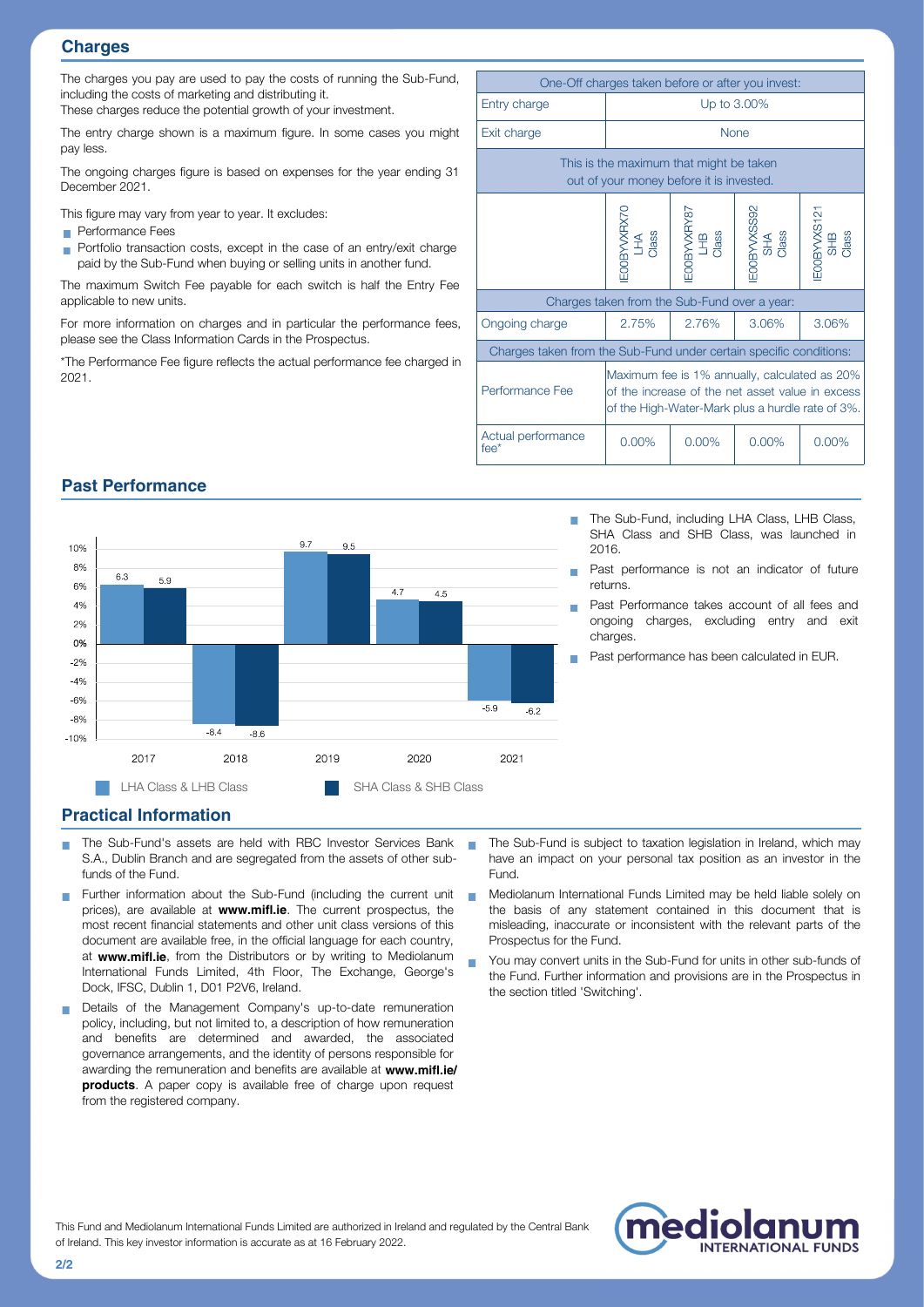## Charges

The charges you pay are used to pay the costs of running the Sub-Fund, including the costs of marketing and distributing it.
These charges reduce the potential growth of your investment.

The entry charge shown is a maximum figure. In some cases you might pay less.

The ongoing charges figure is based on expenses for the year ending 31 December 2021.

This figure may vary from year to year. It excludes:

- Performance Fees
- Portfolio transaction costs, except in the case of an entry/exit charge paid by the Sub-Fund when buying or selling units in another fund.

The maximum Switch Fee payable for each switch is half the Entry Fee applicable to new units.

For more information on charges and in particular the performance fees, please see the Class Information Cards in the Prospectus.

*The Performance Fee figure reflects the actual performance fee charged in 2021.

| One-Off charges taken before or after you invest: | | | | |
|---|---|---|---|---|
| Entry charge | Up to 3.00% | | | |
| Exit charge | None | | | |
| This is the maximum that might be taken out of your money before it is invested. | | | | |
| | IE00BYVXRX70 LHA Class | IE00BYVXRY87 LHB Class | IE00BYVXSS92 SHA Class | IE00BYVXS121 SHB Class |
| Charges taken from the Sub-Fund over a year: | | | | |
| Ongoing charge | 2.75% | 2.76% | 3.06% | 3.06% |
| Charges taken from the Sub-Fund under certain specific conditions: | | | | |
| Performance Fee | Maximum fee is 1% annually, calculated as 20% of the increase of the net asset value in excess of the High-Water-Mark plus a hurdle rate of 3%. | | | |
| Actual performance fee* | 0.00% | 0.00% | 0.00% | 0.00% |

## Past Performance

10%
8%
6%
4%
2%
0%
-2%
-4%
-6%
-8%
-10%

2017: 6.3, 5.9
2018: -8.4, -8.6
2019: 9.7, 9.5
2020: 4.7, 4.5
2021: -5.9, -6.2

LHA Class & LHB Class
SHA Class & SHB Class

- The Sub-Fund, including LHA Class, LHB Class, SHA Class and SHB Class, was launched in 2016.
- Past performance is not an indicator of future returns.
- Past Performance takes account of all fees and ongoing charges, excluding entry and exit charges.
- Past performance has been calculated in EUR.

## Practical Information

- The Sub-Fund's assets are held with RBC Investor Services Bank S.A., Dublin Branch and are segregated from the assets of other sub-funds of the Fund.
- Further information about the Sub-Fund (including the current unit prices), are available at **www.mifl.ie**. The current prospectus, the most recent financial statements and other unit class versions of this document are available free, in the official language for each country, at **www.mifl.ie**, from the Distributors or by writing to Mediolanum International Funds Limited, 4th Floor, The Exchange, George's Dock, IFSC, Dublin 1, D01 P2V6, Ireland.
- Details of the Management Company's up-to-date remuneration policy, including, but not limited to, a description of how remuneration and benefits are determined and awarded, the associated governance arrangements, and the identity of persons responsible for awarding the remuneration and benefits are available at **www.mifl.ie/products**. A paper copy is available free of charge upon request from the registered company.
- The Sub-Fund is subject to taxation legislation in Ireland, which may have an impact on your personal tax position as an investor in the Fund.
- Mediolanum International Funds Limited may be held liable solely on the basis of any statement contained in this document that is misleading, inaccurate or inconsistent with the relevant parts of the Prospectus for the Fund.
- You may convert units in the Sub-Fund for units in other sub-funds of the Fund. Further information and provisions are in the Prospectus in the section titled 'Switching'.

This Fund and Mediolanum International Funds Limited are authorized in Ireland and regulated by the Central Bank of Ireland. This key investor information is accurate as at 16 February 2022.